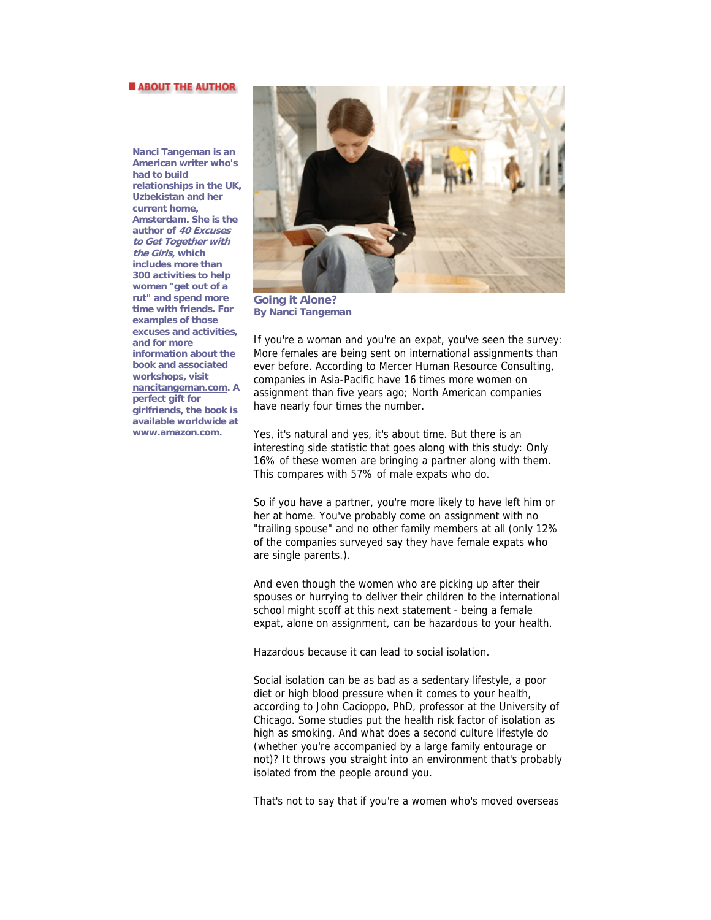## ABOUT THE AUTHOR

**Nanci Tangeman is an American writer who's had to build relationships in the UK, Uzbekistan and her current home, Amsterdam. She is the author of *40 Excuses to Get Together with the Girls*, which includes more than 300 activities to help women "get out of a rut" and spend more time with friends. For examples of those excuses and activities, and for more information about the book and associated workshops, visit nancitangeman.com. A perfect gift for girlfriends, the book is available worldwide at www.amazon.com.**

## Going it Alone?

**By Nanci Tangeman**

If you're a woman and you're an expat, you've seen the survey: More females are being sent on international assignments than ever before. According to Mercer Human Resource Consulting, companies in Asia-Pacific have 16 times more women on assignment than five years ago; North American companies have nearly four times the number.

Yes, it's natural and yes, it's about time. But there is an interesting side statistic that goes along with this study: Only 16% of these women are bringing a partner along with them. This compares with 57% of male expats who do.

So if you have a partner, you're more likely to have left him or her at home. You've probably come on assignment with no "trailing spouse" and no other family members at all (only 12% of the companies surveyed say they have female expats who are single parents.).

And even though the women who are picking up after their spouses or hurrying to deliver their children to the international school might scoff at this next statement - being a female expat, alone on assignment, can be hazardous to your health.

Hazardous because it can lead to social isolation.

Social isolation can be as bad as a sedentary lifestyle, a poor diet or high blood pressure when it comes to your health, according to John Cacioppo, PhD, professor at the University of Chicago. Some studies put the health risk factor of isolation as high as smoking. And what does a second culture lifestyle do (whether you're accompanied by a large family entourage or not)? It throws you straight into an environment that's probably isolated from the people around you.

That's not to say that if you're a women who's moved overseas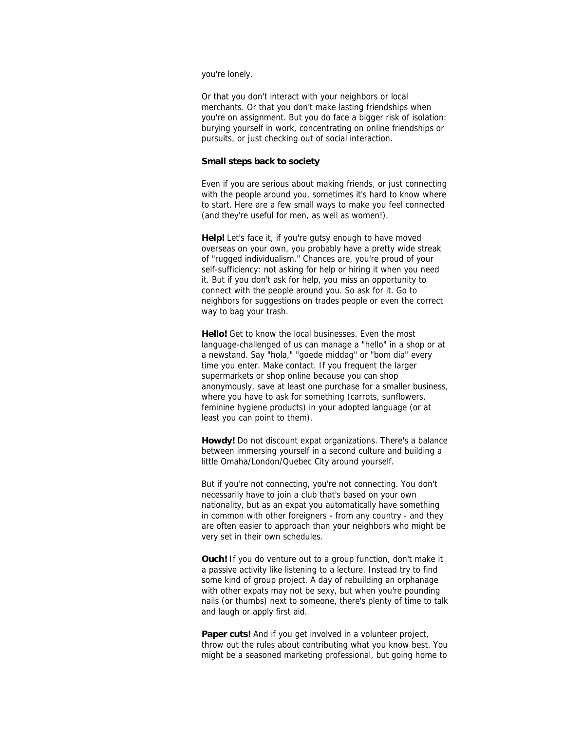you're lonely.

Or that you don't interact with your neighbors or local merchants. Or that you don't make lasting friendships when you're on assignment. But you do face a bigger risk of isolation: burying yourself in work, concentrating on online friendships or pursuits, or just checking out of social interaction.

**Small steps back to society**

Even if you are serious about making friends, or just connecting with the people around you, sometimes it's hard to know where to start. Here are a few small ways to make you feel connected (and they're useful for men, as well as women!).

**Help!** Let's face it, if you're gutsy enough to have moved overseas on your own, you probably have a pretty wide streak of "rugged individualism." Chances are, you're proud of your self-sufficiency: not asking for help or hiring it when you need it. But if you don't ask for help, you miss an opportunity to connect with the people around you. So ask for it. Go to neighbors for suggestions on trades people or even the correct way to bag your trash.

**Hello!** Get to know the local businesses. Even the most language-challenged of us can manage a "hello" in a shop or at a newstand. Say "hola," "goede middag" or "bom dia" every time you enter. Make contact. If you frequent the larger supermarkets or shop online because you can shop anonymously, save at least one purchase for a smaller business, where you have to ask for something (carrots, sunflowers, feminine hygiene products) in your adopted language (or at least you can point to them).

**Howdy!** Do not discount expat organizations. There's a balance between immersing yourself in a second culture and building a little Omaha/London/Quebec City around yourself.

But if you're not connecting, you're not connecting. You don't necessarily have to join a club that's based on your own nationality, but as an expat you automatically have something in common with other foreigners - from any country - and they are often easier to approach than your neighbors who might be very set in their own schedules.

**Ouch!** If you do venture out to a group function, don't make it a passive activity like listening to a lecture. Instead try to find some kind of group project. A day of rebuilding an orphanage with other expats may not be sexy, but when you're pounding nails (or thumbs) next to someone, there's plenty of time to talk and laugh or apply first aid.

**Paper cuts!** And if you get involved in a volunteer project, throw out the rules about contributing what you know best. You might be a seasoned marketing professional, but going home to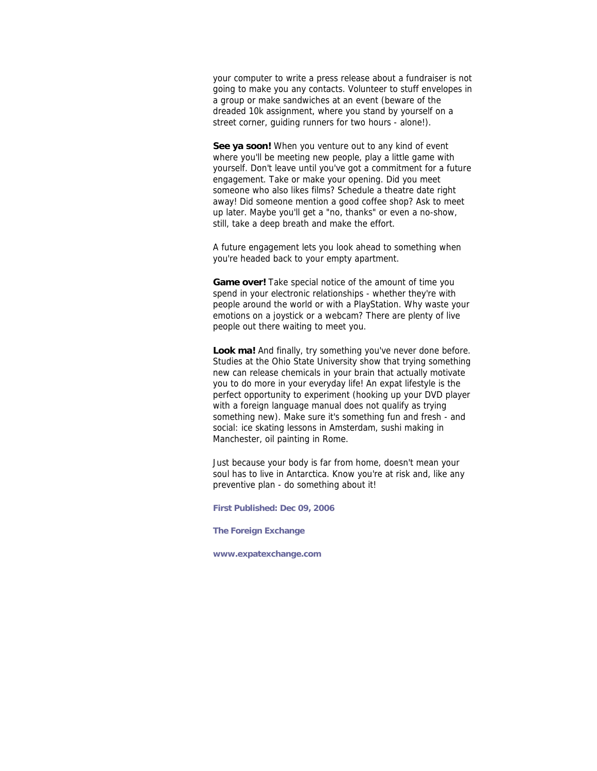your computer to write a press release about a fundraiser is not going to make you any contacts. Volunteer to stuff envelopes in a group or make sandwiches at an event (beware of the dreaded 10k assignment, where you stand by yourself on a street corner, guiding runners for two hours - alone!).

**See ya soon!** When you venture out to any kind of event where you'll be meeting new people, play a little game with yourself. Don't leave until you've got a commitment for a future engagement. Take or make your opening. Did you meet someone who also likes films? Schedule a theatre date right away! Did someone mention a good coffee shop? Ask to meet up later. Maybe you'll get a "no, thanks" or even a no-show, still, take a deep breath and make the effort.

A future engagement lets you look ahead to something when you're headed back to your empty apartment.

**Game over!** Take special notice of the amount of time you spend in your electronic relationships - whether they're with people around the world or with a PlayStation. Why waste your emotions on a joystick or a webcam? There are plenty of live people out there waiting to meet you.

**Look ma!** And finally, try something you've never done before. Studies at the Ohio State University show that trying something new can release chemicals in your brain that actually motivate you to do more in your everyday life! An expat lifestyle is the perfect opportunity to experiment (hooking up your DVD player with a foreign language manual does not qualify as trying something new). Make sure it's something fun and fresh - and social: ice skating lessons in Amsterdam, sushi making in Manchester, oil painting in Rome.

Just because your body is far from home, doesn't mean your soul has to live in Antarctica. Know you're at risk and, like any preventive plan - do something about it!

**First Published: Dec 09, 2006**

**The Foreign Exchange**

**www.expatexchange.com**